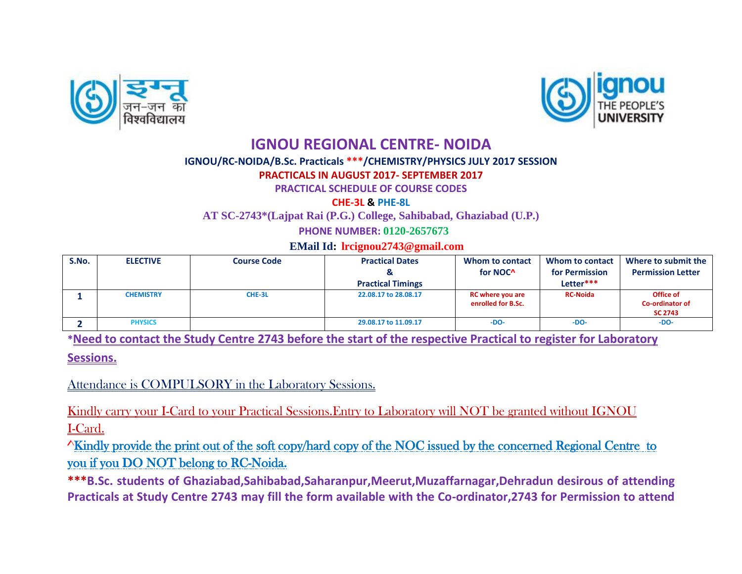# IGNOU REGIONAL CENTRE- NOIDA

**IGNOU/RC-NOIDA/B.Sc. Practicals \*\*\*/CHEMISTRY/PHYSICS JULY 2017 SESSION**

**PRACTICALS IN AUGUST 2017- SEPTEMBER 2017**

**PRACTICAL SCHEDULE OF COURSE CODES**

**CHE-3L & PHE-8L**

**AT SC-2743\*(Lajpat Rai (P.G.) College, Sahibabad, Ghaziabad (U.P.)**

**PHONE NUMBER: 0120-2657673**

**EMail Id: lrcignou2743@gmail.com**

| S.No. | ELECTIVE | Course Code | Practical Dates & Practical Timings | Whom to contact for NOC^ | Whom to contact for Permission Letter\*\*\* | Where to submit the Permission Letter |
|---|---|---|---|---|---|---|
| 1 | CHEMISTRY | CHE-3L | 22.08.17 to 28.08.17 | RC where you are enrolled for B.Sc. | RC-Noida | Office of Co-ordinator of SC 2743 |
| 2 | PHYSICS | | 29.08.17 to 11.09.17 | -DO- | -DO- | -DO- |

\***Need to contact the Study Centre 2743 before the start of the respective Practical to register for Laboratory Sessions.**

Attendance is COMPULSORY in the Laboratory Sessions.

Kindly carry your I-Card to your Practical Sessions.Entry to Laboratory will NOT be granted without IGNOU I-Card.

^Kindly provide the print out of the soft copy/hard copy of the NOC issued by the concerned Regional Centre to you if you DO NOT belong to RC-Noida.

**\*\*\*B.Sc. students of Ghaziabad,Sahibabad,Saharanpur,Meerut,Muzaffarnagar,Dehradun desirous of attending Practicals at Study Centre 2743 may fill the form available with the Co-ordinator,2743 for Permission to attend**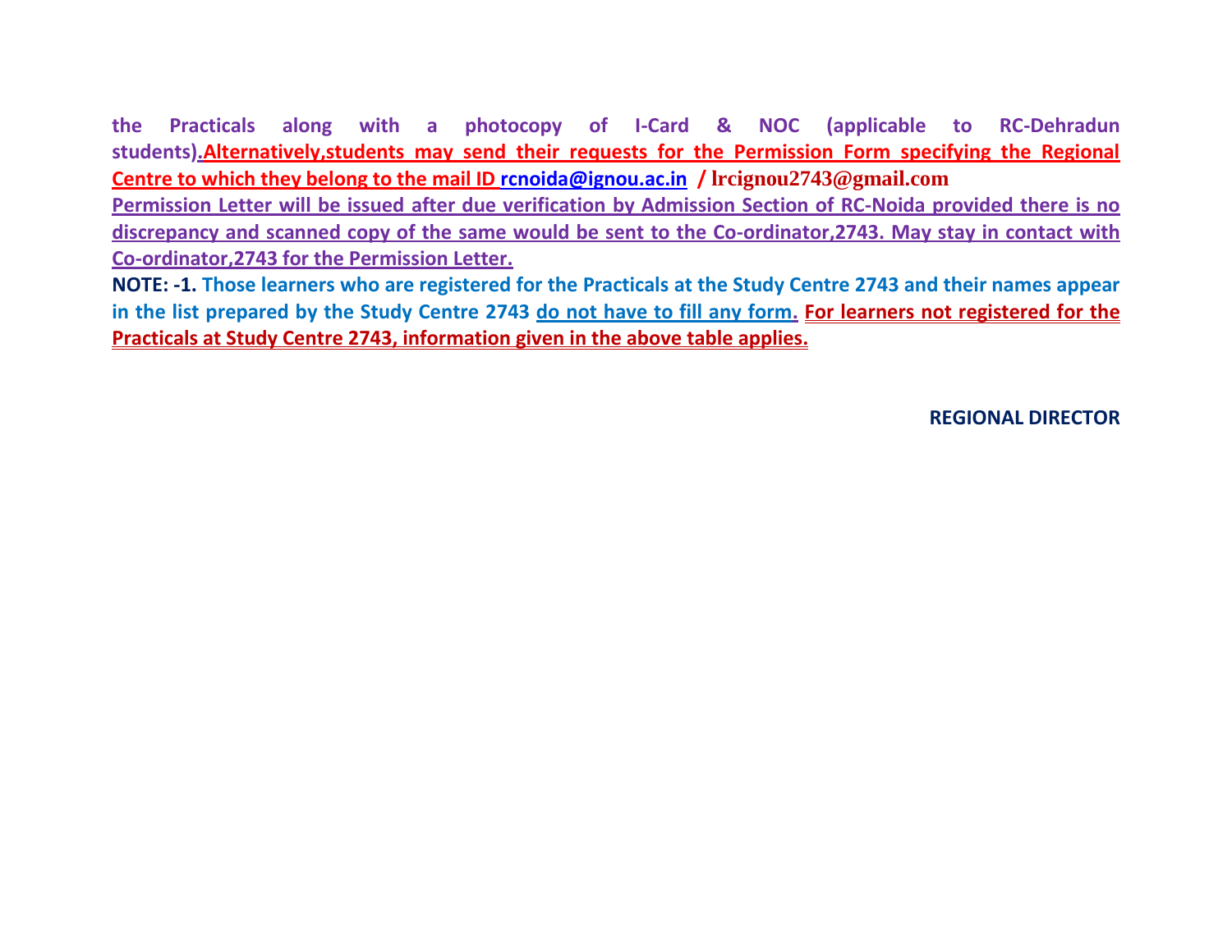**the Practicals along with a photocopy of I-Card & NOC (applicable to RC-Dehradun students).Alternatively,students may send their requests for the Permission Form specifying the Regional Centre to which they belong to the mail ID rcnoida@ignou.ac.in / lrcignou2743@gmail.com**

**Permission Letter will be issued after due verification by Admission Section of RC-Noida provided there is no discrepancy and scanned copy of the same would be sent to the Co-ordinator,2743. May stay in contact with Co-ordinator,2743 for the Permission Letter.**

**NOTE: -1. Those learners who are registered for the Practicals at the Study Centre 2743 and their names appear in the list prepared by the Study Centre 2743 do not have to fill any form. For learners not registered for the Practicals at Study Centre 2743, information given in the above table applies.**

**REGIONAL DIRECTOR**